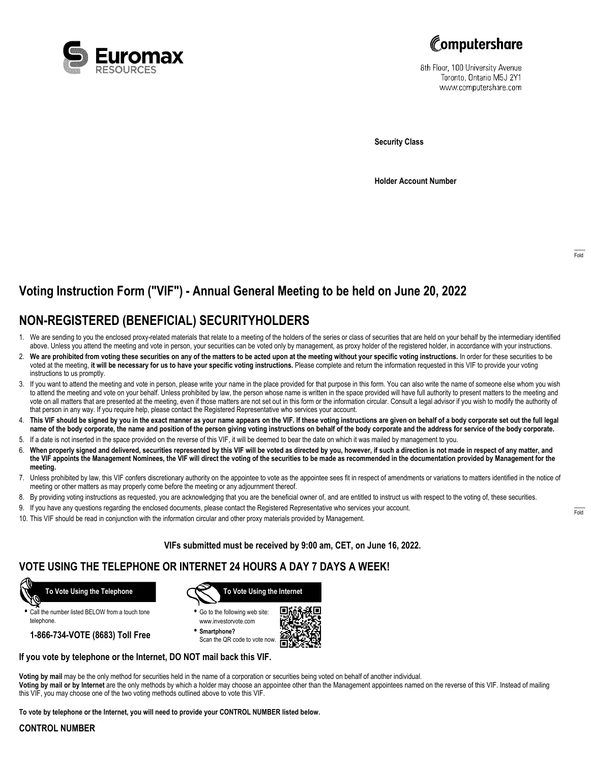Euromax RESOURCES

Computershare

8th Floor, 100 University Avenue
Toronto, Ontario M5J 2Y1
www.computershare.com

**Security Class**

**Holder Account Number**

Fold

## Voting Instruction Form ("VIF") - Annual General Meeting to be held on June 20, 2022

## NON-REGISTERED (BENEFICIAL) SECURITYHOLDERS

1. We are sending to you the enclosed proxy-related materials that relate to a meeting of the holders of the series or class of securities that are held on your behalf by the intermediary identified above. Unless you attend the meeting and vote in person, your securities can be voted only by management, as proxy holder of the registered holder, in accordance with your instructions.
2. **We are prohibited from voting these securities on any of the matters to be acted upon at the meeting without your specific voting instructions.** In order for these securities to be voted at the meeting, **it will be necessary for us to have your specific voting instructions.** Please complete and return the information requested in this VIF to provide your voting instructions to us promptly.
3. If you want to attend the meeting and vote in person, please write your name in the place provided for that purpose in this form. You can also write the name of someone else whom you wish to attend the meeting and vote on your behalf. Unless prohibited by law, the person whose name is written in the space provided will have full authority to present matters to the meeting and vote on all matters that are presented at the meeting, even if those matters are not set out in this form or the information circular. Consult a legal advisor if you wish to modify the authority of that person in any way. If you require help, please contact the Registered Representative who services your account.
4. **This VIF should be signed by you in the exact manner as your name appears on the VIF. If these voting instructions are given on behalf of a body corporate set out the full legal name of the body corporate, the name and position of the person giving voting instructions on behalf of the body corporate and the address for service of the body corporate.**
5. If a date is not inserted in the space provided on the reverse of this VIF, it will be deemed to bear the date on which it was mailed by management to you.
6. **When properly signed and delivered, securities represented by this VIF will be voted as directed by you, however, if such a direction is not made in respect of any matter, and the VIF appoints the Management Nominees, the VIF will direct the voting of the securities to be made as recommended in the documentation provided by Management for the meeting.**
7. Unless prohibited by law, this VIF confers discretionary authority on the appointee to vote as the appointee sees fit in respect of amendments or variations to matters identified in the notice of meeting or other matters as may properly come before the meeting or any adjournment thereof.
8. By providing voting instructions as requested, you are acknowledging that you are the beneficial owner of, and are entitled to instruct us with respect to the voting of, these securities.
9. If you have any questions regarding the enclosed documents, please contact the Registered Representative who services your account.
10. This VIF should be read in conjunction with the information circular and other proxy materials provided by Management.

Fold

**VIFs submitted must be received by 9:00 am, CET, on June 16, 2022.**

## VOTE USING THE TELEPHONE OR INTERNET 24 HOURS A DAY 7 DAYS A WEEK!

**To Vote Using the Telephone**

- Call the number listed BELOW from a touch tone telephone.

**1-866-734-VOTE (8683) Toll Free**

**To Vote Using the Internet**

- Go to the following web site: www.investorvote.com
- **Smartphone?** Scan the QR code to vote now.

**If you vote by telephone or the Internet, DO NOT mail back this VIF.**

**Voting by mail** may be the only method for securities held in the name of a corporation or securities being voted on behalf of another individual.
**Voting by mail or by Internet** are the only methods by which a holder may choose an appointee other than the Management appointees named on the reverse of this VIF. Instead of mailing this VIF, you may choose one of the two voting methods outlined above to vote this VIF.

**To vote by telephone or the Internet, you will need to provide your CONTROL NUMBER listed below.**

**CONTROL NUMBER**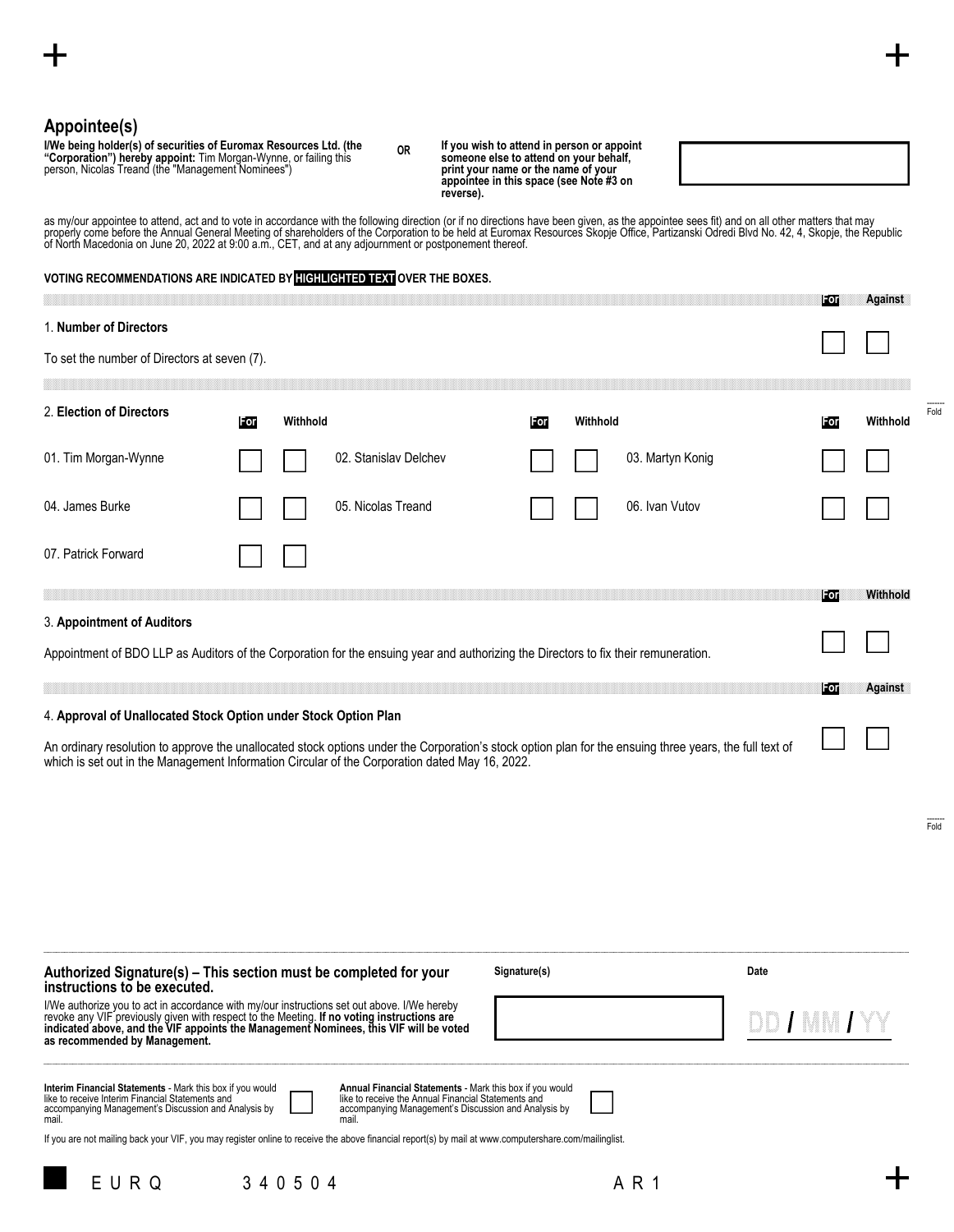## Appointee(s)

**I/We being holder(s) of securities of Euromax Resources Ltd. (the "Corporation") hereby appoint:** Tim Morgan-Wynne, or failing this person, Nicolas Treand (the "Management Nominees")

**OR**

**If you wish to attend in person or appoint someone else to attend on your behalf, print your name or the name of your appointee in this space (see Note #3 on reverse).**

as my/our appointee to attend, act and to vote in accordance with the following direction (or if no directions have been given, as the appointee sees fit) and on all other matters that may properly come before the Annual General Meeting of shareholders of the Corporation to be held at Euromax Resources Skopje Office, Partizanski Odredi Blvd No. 42, 4, Skopje, the Republic of North Macedonia on June 20, 2022 at 9:00 a.m., CET, and at any adjournment or postponement thereof.

**VOTING RECOMMENDATIONS ARE INDICATED BY HIGHLIGHTED TEXT OVER THE BOXES.**

| | For | Against |
|---|---|---|
| 1. **Number of Directors**<br>To set the number of Directors at seven (7). | ☐ | ☐ |

2. **Election of Directors**

| | For | Withhold | | For | Withhold | | For | Withhold |
|---|---|---|---|---|---|---|---|---|
| 01. Tim Morgan-Wynne | ☐ | ☐ | 02. Stanislav Delchev | ☐ | ☐ | 03. Martyn Konig | ☐ | ☐ |
| 04. James Burke | ☐ | ☐ | 05. Nicolas Treand | ☐ | ☐ | 06. Ivan Vutov | ☐ | ☐ |
| 07. Patrick Forward | ☐ | ☐ | | | | | | |

| | For | Withhold |
|---|---|---|
| 3. **Appointment of Auditors**<br>Appointment of BDO LLP as Auditors of the Corporation for the ensuing year and authorizing the Directors to fix their remuneration. | ☐ | ☐ |

| | For | Against |
|---|---|---|
| 4. **Approval of Unallocated Stock Option under Stock Option Plan**<br>An ordinary resolution to approve the unallocated stock options under the Corporation's stock option plan for the ensuing three years, the full text of which is set out in the Management Information Circular of the Corporation dated May 16, 2022. | ☐ | ☐ |

Fold

Fold

**Authorized Signature(s) – This section must be completed for your instructions to be executed.**

I/We authorize you to act in accordance with my/our instructions set out above. I/We hereby revoke any VIF previously given with respect to the Meeting. **If no voting instructions are indicated above, and the VIF appoints the Management Nominees, this VIF will be voted as recommended by Management.**

Signature(s)

Date

DD / MM / YY

**Interim Financial Statements** - Mark this box if you would like to receive Interim Financial Statements and accompanying Management's Discussion and Analysis by mail. ☐

**Annual Financial Statements** - Mark this box if you would like to receive the Annual Financial Statements and accompanying Management's Discussion and Analysis by mail. ☐

If you are not mailing back your VIF, you may register online to receive the above financial report(s) by mail at www.computershare.com/mailinglist.

E U R Q 3 4 0 5 0 4 A R 1